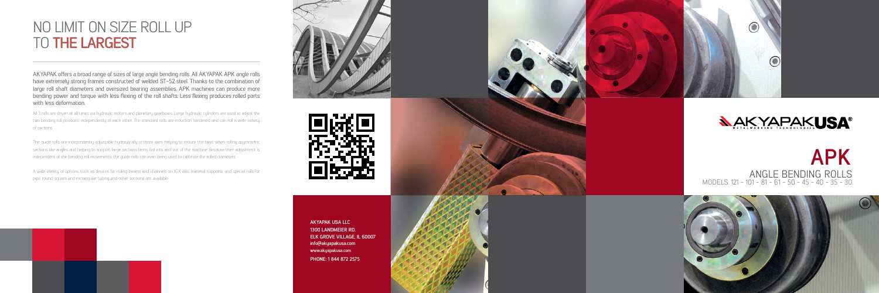# NO LIMIT ON SIZE ROLL UP TO THE LARGEST

AKYAPAK offers a broad range of sizes of large angle bending rolls. All AKYAPAK APK angle rolls have extremely strong frames constructed of welded ST-52 steel. Thanks to the combination of large roll shaft diameters and oversized bearing assemblies, APK machines can produce more bending power and torque with less flexing of the roll shafts. Less flexing produces rolled parts with less deformation.

All 3 rolls are driven at all times via hydraulic motors and planetary gearboxes. Large hydraulic cylinders are used to adjust the two bending roll positions independently of each other. The standard rolls are induction hardened and can roll a wide variety of sections.

The guide rolls are independently adjustable hydraulically in three axes helping to reduce the twist when rolling asymmetric sections like angles and helping to support large sections being fed into and out of the machine. Because their adjustment is independent of the bending roll movements the guide rolls can even being used to calibrate the rolled diameters.

A wide variety of options such as devices for rolling beams and channels on X-X axis, material supports, and special rolls for pipe, round, square and rectangular tubing and other sections are available.

AKYAPAK USA LLC
1300 LANDMEIER RD.
ELK GROVE VILLAGE, IL 60007
info@akyapakusa.com
www.akyapakusa.com
PHONE: 1 844 872 2575

AKYAPAKUSA®
METALWORKING TECHNOLOGIES

# APK

## ANGLE BENDING ROLLS

MODELS: 121 - 101 - 81 - 61 - 50 - 45 - 40 - 35 - 30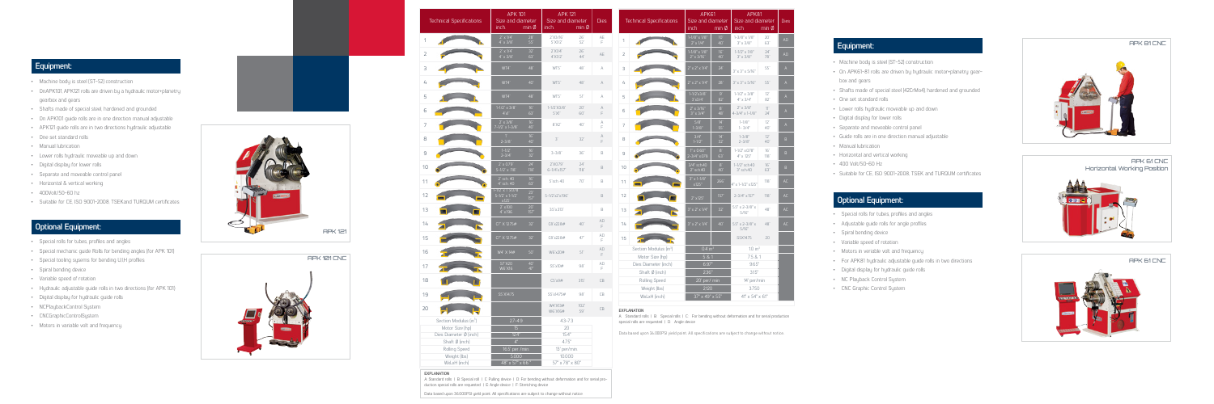## Equipment:

- Machine body is steel (ST-52) construction
- On APK101, APK121 rolls are driven by a hydraulic motor+planetary gearbox and gears
- Shafts made of special steel hardened and grounded
- On APK101 guide rolls are in one direction manual adjustable
- APK121 guide rolls are in two directions hydraulic adjustable
- One set standard rolls
- Manual lubrication
- Lower rolls hydraulic moveable up and down
- Digital display for lower rolls
- Separate and moveable control panel
- Horizontal & vertical working
- 400Volt/50-60 hz
- Suitable for CE ISO 9001-2008, TSEK and TURQUM certificates.

## Optional Equipment:

- Special rolls for tubes profiles and angles
- Special mechanic guide Rolls for bending angles (for APK 101)
- Special tooling systems for bending U.I.H profiles
- Spiral bending device
- Variable speed of rotation
- Hydraulic adjustable guide rolls in two directions (for APK 101)
- Digital display for hydraulic guide rolls
- NC Playback Control System
- CNC Graphic Control System
- Motors in variable volt and frequency

APK 121

APK 101 CNC

| Technical Specifications | APK 101 Size and diameter inch | min Ø | APK 121 Size and diameter inch | min Ø | Dies |
|---|---|---|---|---|---|
| 1 | 2" x 1/4" 4" x 3/8" | 28" 125" | 2"X3/8" 5"X1/2" | 26" 52" | AE F |
| 2 | 2" x 1/4" 4" x 3/8" | 32" 63" | 2"X1/4" 4"X1/2" | 26" 44" | AE |
| 3 | W1/4" | 48" | W1/3" | 48" | A |
| 4 | W1/4" | 40" | W1/3" | 48" | A |
| 5 | W1/4" | 48" | W1/3" | 57" | A |
| 6 | 1-1/2" x 3/8" 4-3" | 16" 63" | 1-1/2"X3/8" 5"X1" | 20" 63" | A F |
| 7 | 2" x 3/8" 7-1/2" x 1-3/8" | 16" 40" | 8"X2" | 40" | A F |
| 8 | 1" 2-3/8" | 16" 40" | 3" | 32" | A F |
| 9 | 1-1/2" 3-3/4" | 16" 32" | 3-3/8" | 36" | B |
| 10 | 2" x 0.79" 5-1/2" x 7/8" | 24" 118" | 2"X0,79" 6-3/4"x1.57" | 24" 98" | B |
| 11 | 2" sch 40 4" sch 40 | 16" 63" | 5" sch 40 | 70" | B |
| 12 | 1-1/2" x 1" x0.079" 3-1/2" x 1-1/2" x1/25" | 28" 157" | 5-1/2"x2"x1/96" | | B |
| 13 | 2" x 1/80" 4" x 1/16 | 20" 157" | 3.5"x3.5" | | B |
| 14 | C7" X 12.75# | 32" | C8"x22.6# | 40" | AD F |
| 15 | C7" X 12.75# | 32" | C8"x22.6# | 47" | AD F |
| 16 | W4" X 14# | 50" | W6"x20# | 57" | AD F |
| 17 | S7"X20 W6"X16 | 40" 40" | S5"x10# | 98" | AD F |
| 18 | | | C5"x9# | 370" | CB |
| 19 | S5"X14.75 | | S5"x14.75# | 98" | CB |
| 20 | | | W6"X12# W6"X16# | 102" 113" | CB |
| Section Modulus (in³) | 2.7-4.9 | | 4.3-7.3 | | |
| Motor Size (hp) | 15 | | 20 | | |
| Dies Diameter Ø (inch) | 12.4" | | 15.4" | | |
| Shaft Ø (inch) | 4" | | 4.75" | | |
| Rolling Speed | 16.5' per /min | | 13' per/min | | |
| Weight (lbs) | 5.680 | | 10.000 | | |
| WxLxH (inch) | 48" x 57" x 68.5" | | 57" x 78" x 80" | | |

**EXPLANATION**

A: Standard rolls | B: Special roll | C: Pulling device | D: For bending without deformation and for serial production special rolls are requested | E: Angle device | F: Stretching device

Data based upon 36.000PSI yield point. All specifications are subject to change without notice.

| Technical Specifications | APK61 Size and diameter inch | min Ø | APK81 Size and diameter inch | min Ø | Dies |
|---|---|---|---|---|---|
| 1 | 1-1/4" x 1/8" 2" x 1/4" | 15" 40" | 1-3/4" x 1/8" 3" x 3/4" | 20" 63" | AD |
| 2 | 1-1/4" x 1/8" 2" x 3/16" | 16" 40" | 1-1/2" x 1/8" 3" x 3/8" | 24" 78" | AD |
| 3 | 2" x 2" x 1/4" | 24" | 2" x 3" x 5/16" | 30" | A |
| 4 | 2" x 2" x 1/4" | 28" | 3" x 3" x 5/16" | 50" | A |
| 5 | 1-1/2"x3/8" 3"x3/4" | 9" 62" | 1-1/2" x 3/8" 4" x 3/4" | 12" 62" | A |
| 6 | 2" x 3/16" 3" x 3/4" | 8" 40" | 2" x 3/8" 4-3/4" x 1-1/8" | 11" 24" | A |
| 7 | 3/8" 1-3/8" | 14" 55" | 1-1/8" 1- 3/4" | 12" 40" | A |
| 8 | 3/4" 1-1/2" | 14" 32" | 1-3/8" 2-3/8" | 12" 40" | B |
| 9 | 1" x 0.40" 2-3/4" x 0.79 | 8" 63" | 1-1/2" x 0.78" 4" x 1.97" | 16" 118" | B |
| 10 | 3/4" sch 40 2" sch 40 | 8" 40" | 1-1/2" sch 40 3" sch 40 | 16" 63" | B |
| 11 | 3" x 1-1/8" x1/25" | 266" | 4" x 1-1/2"x1/25" | 118" | AC |
| 12 | 2" x 1/25" | 157" | 2-3/4" x 1/25" | 118" | AC |
| 13 | 3" x 2" x 1/4" | 52" | 3.5" x 2-3/8" x 5/16" | 48" | AC |
| 14 | 3" x 2" x 1/4" | 40" | 3.5" x 2-3/8" x 5/16" | 48" | AC |
| 15 | | | S3X7.475 | 20 | |
| Section Modulus (in³) | 0.4 in³ | | 1.0 in³ | | |
| Motor Size (hp) | 3 & 1 | | 7.5 & 1 | | |
| Dies Diameter (inch) | 6.97" | | 9.65" | | |
| Shaft Ø (inch) | 2.36" | | 3.15" | | |
| Rolling Speed | 20' per / min | | 14' per/min | | |
| Weight (lbs) | 2320 | | 3.750 | | |
| WxLxH (inch) | 37" x 49" x 53" | | 41" x 54" x 67" | | |

**EXPLANATION**

A: Standard rolls | B: Special rolls | C: For bending without deformation and for serial production special rolls are requested | D: Angle device

Data based upon 36.000PSI yield point. All specifications are subject to change without notice.

## Equipment:

- Machine body is steel (ST-52) construction
- On APK61-81 rolls are driven by hydraulic motor+planetary gearbox and gears
- Shafts made of special steel (42CrMo4) hardened and grounded
- One set standard rolls
- Lower rolls hydraulic moveable up and down
- Digital display for lower rolls
- Separate and moveable control panel
- Guide rolls are in one direction manual adjustable
- Manual lubrication
- Horizontal and vertical working
- 400 Volt/50-60 Hz
- Suitable for CE, ISO 9001-2008, TSEK and TURQUM certificates

## Optional Equipment:

- Special rolls for tubes, profiles and angles
- Adjustable guide rolls for angle profiles
- Spiral bending device
- Variable speed of rotation
- Motors in variable volt and frequency
- For APK81 hydraulic adjustable guide rolls in two directions
- Digital display for hydraulic guide rolls
- NC Playback Control System
- CNC Graphic Control System

APK 81 CNC

APK 61 CNC
Horizontal Working Position

APK 61 CNC